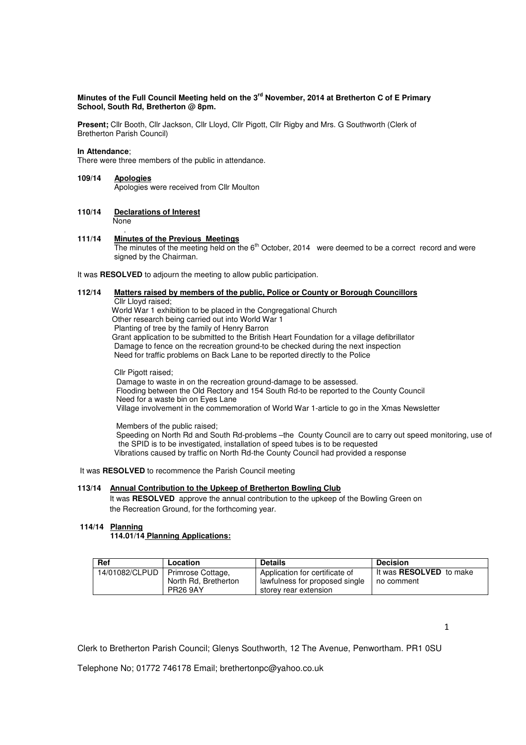**Minutes of the Full Council Meeting held on the 3rd November, 2014 at Bretherton C of E Primary School, South Rd, Bretherton @ 8pm.**

**Present;** Cllr Booth, Cllr Jackson, Cllr Lloyd, Cllr Pigott, Cllr Rigby and Mrs. G Southworth (Clerk of Bretherton Parish Council)

**In Attendance**;
There were three members of the public in attendance.

**109/14 Apologies**

Apologies were received from Cllr Moulton

**110/14 Declarations of Interest**

None

**111/14 Minutes of the Previous Meetings**

The minutes of the meeting held on the 6th October, 2014 were deemed to be a correct record and were signed by the Chairman.

It was **RESOLVED** to adjourn the meeting to allow public participation.

**112/14 Matters raised by members of the public, Police or County or Borough Councillors**

Cllr Lloyd raised;
World War 1 exhibition to be placed in the Congregational Church
Other research being carried out into World War 1
Planting of tree by the family of Henry Barron
Grant application to be submitted to the British Heart Foundation for a village defibrillator
Damage to fence on the recreation ground-to be checked during the next inspection
Need for traffic problems on Back Lane to be reported directly to the Police

Cllr Pigott raised;
Damage to waste in on the recreation ground-damage to be assessed.
Flooding between the Old Rectory and 154 South Rd-to be reported to the County Council
Need for a waste bin on Eyes Lane
Village involvement in the commemoration of World War 1-article to go in the Xmas Newsletter

Members of the public raised;
Speeding on North Rd and South Rd-problems –the County Council are to carry out speed monitoring, use of the SPID is to be investigated, installation of speed tubes is to be requested
Vibrations caused by traffic on North Rd-the County Council had provided a response

It was **RESOLVED** to recommence the Parish Council meeting

**113/14 Annual Contribution to the Upkeep of Bretherton Bowling Club**

It was **RESOLVED** approve the annual contribution to the upkeep of the Bowling Green on the Recreation Ground, for the forthcoming year.

**114/14 Planning**

**114.01/14 Planning Applications:**

| Ref | Location | Details | Decision |
|---|---|---|---|
| 14/01082/CLPUD | Primrose Cottage, North Rd, Bretherton PR26 9AY | Application for certificate of lawfulness for proposed single storey rear extension | It was **RESOLVED** to make no comment |

Clerk to Bretherton Parish Council; Glenys Southworth, 12 The Avenue, Penwortham. PR1 0SU

Telephone No; 01772 746178 Email; brethertonpc@yahoo.co.uk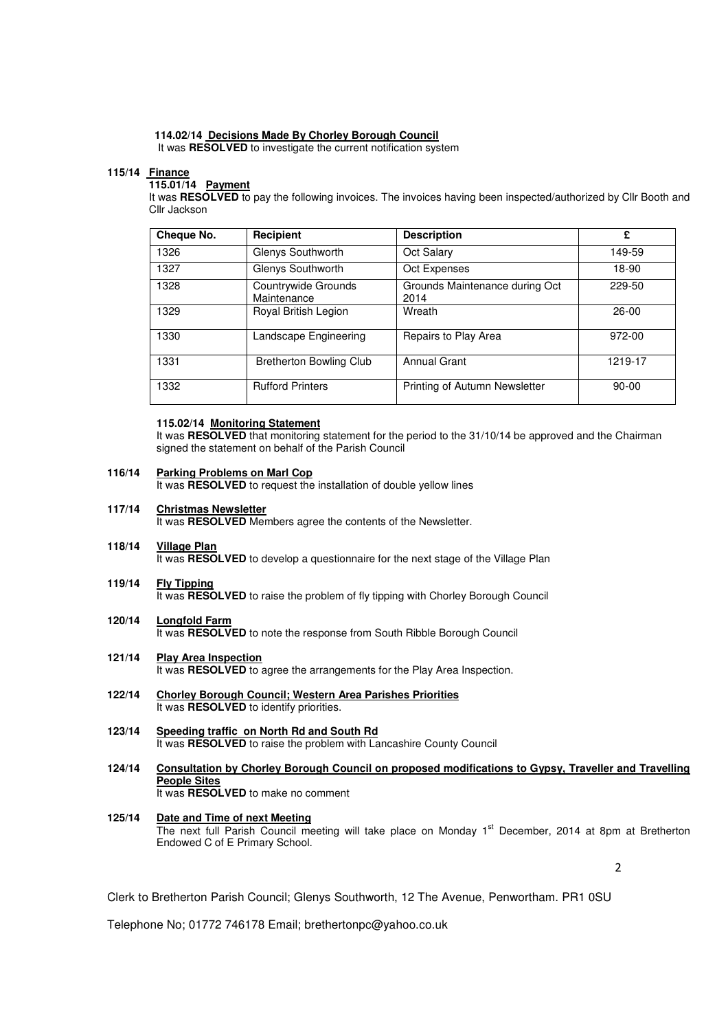**114.02/14 Decisions Made By Chorley Borough Council**

It was **RESOLVED** to investigate the current notification system

**115/14 Finance**

**115.01/14 Payment**

It was **RESOLVED** to pay the following invoices. The invoices having been inspected/authorized by Cllr Booth and Cllr Jackson

| Cheque No. | Recipient | Description | £ |
|---|---|---|---|
| 1326 | Glenys Southworth | Oct Salary | 149-59 |
| 1327 | Glenys Southworth | Oct Expenses | 18-90 |
| 1328 | Countrywide Grounds Maintenance | Grounds Maintenance during Oct 2014 | 229-50 |
| 1329 | Royal British Legion | Wreath | 26-00 |
| 1330 | Landscape Engineering | Repairs to Play Area | 972-00 |
| 1331 | Bretherton Bowling Club | Annual Grant | 1219-17 |
| 1332 | Rufford Printers | Printing of Autumn Newsletter | 90-00 |

**115.02/14 Monitoring Statement**

It was **RESOLVED** that monitoring statement for the period to the 31/10/14 be approved and the Chairman signed the statement on behalf of the Parish Council

**116/14 Parking Problems on Marl Cop**

It was **RESOLVED** to request the installation of double yellow lines

**117/14 Christmas Newsletter**

It was **RESOLVED** Members agree the contents of the Newsletter.

**118/14 Village Plan**

It was **RESOLVED** to develop a questionnaire for the next stage of the Village Plan

**119/14 Fly Tipping**

It was **RESOLVED** to raise the problem of fly tipping with Chorley Borough Council

**120/14 Longfold Farm**

It was **RESOLVED** to note the response from South Ribble Borough Council

**121/14 Play Area Inspection**

It was **RESOLVED** to agree the arrangements for the Play Area Inspection.

**122/14 Chorley Borough Council; Western Area Parishes Priorities**

It was **RESOLVED** to identify priorities.

**123/14 Speeding traffic on North Rd and South Rd**

It was **RESOLVED** to raise the problem with Lancashire County Council

**124/14 Consultation by Chorley Borough Council on proposed modifications to Gypsy, Traveller and Travelling People Sites**

It was **RESOLVED** to make no comment

**125/14 Date and Time of next Meeting**

The next full Parish Council meeting will take place on Monday 1st December, 2014 at 8pm at Bretherton Endowed C of E Primary School.

Clerk to Bretherton Parish Council; Glenys Southworth, 12 The Avenue, Penwortham. PR1 0SU

Telephone No; 01772 746178 Email; brethertonpc@yahoo.co.uk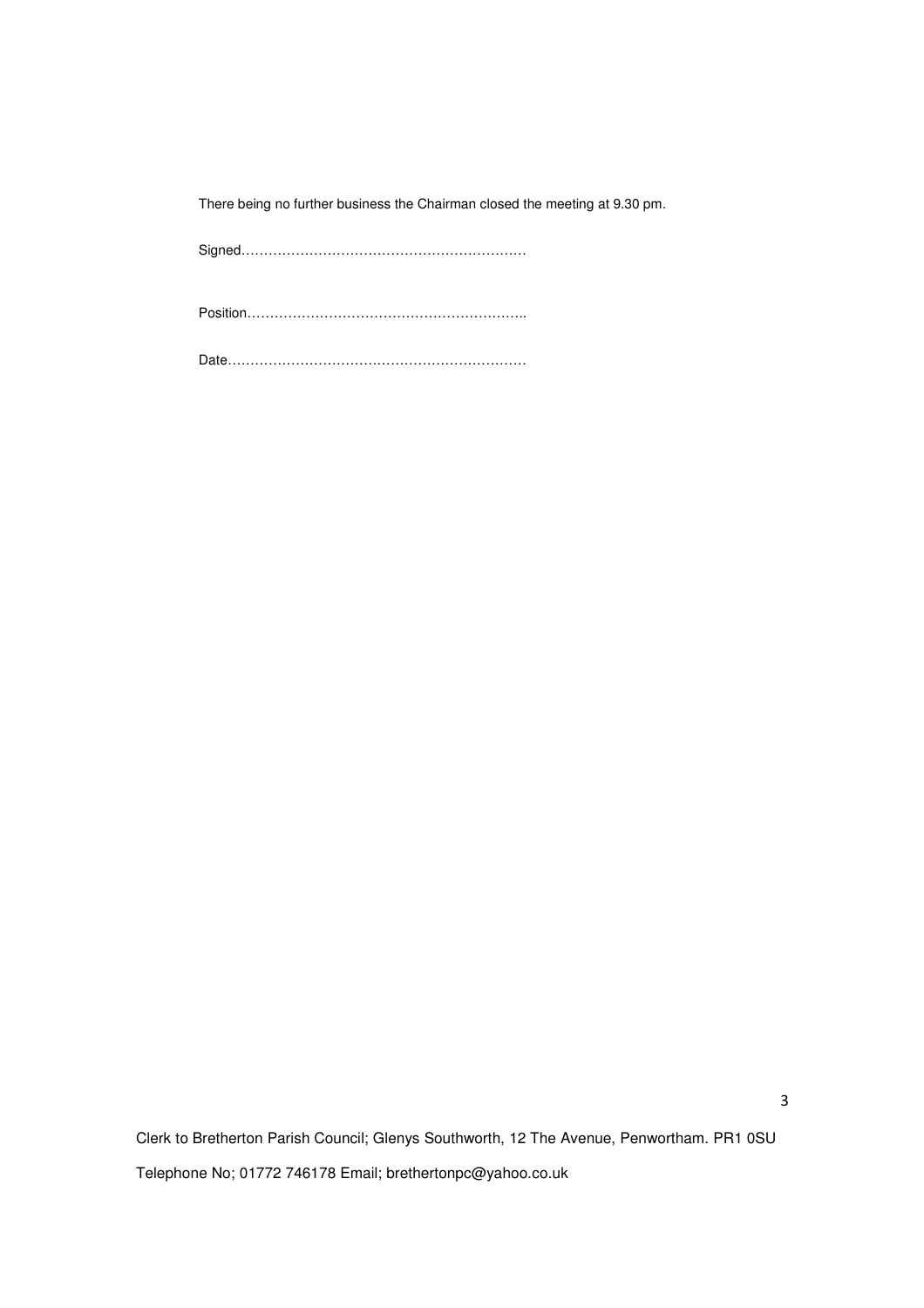There being no further business the Chairman closed the meeting at 9.30 pm.

Signed………………………………………………………

Position……………………………………………………..

Date…………………………………………………………